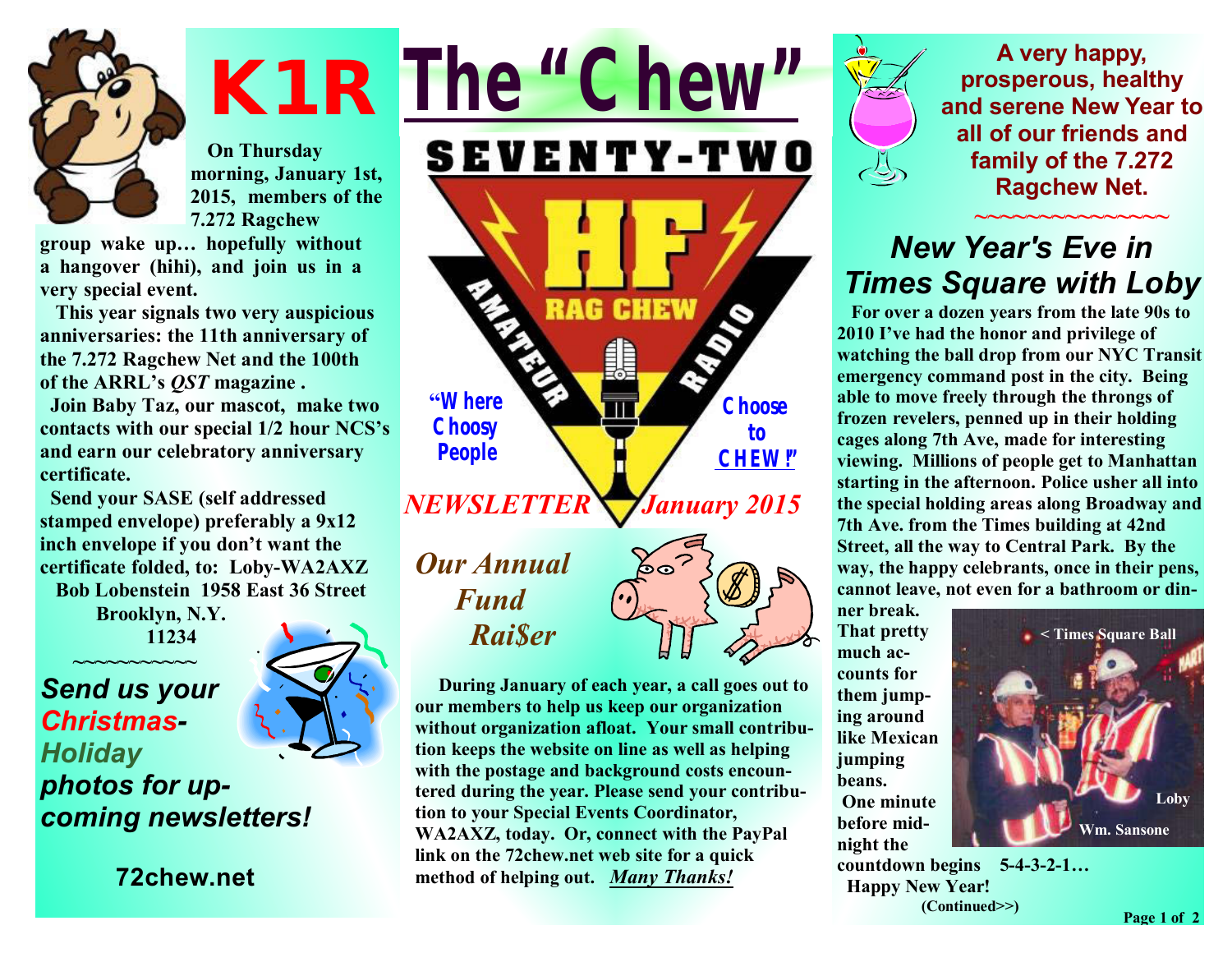# K1R The "Chew"

SEVENTY-TWO

HF RAG CHEW AMATEUR RADIO

"Where Choosy People Choose to CHEW!"

*NEWSLETTER* *January 2015*

**On Thursday morning, January 1st, 2015, members of the 7.272 Ragchew group wake up… hopefully without a hangover (hihi), and join us in a very special event.**

**This year signals two very auspicious anniversaries: the 11th anniversary of the 7.272 Ragchew Net and the 100th of the ARRL's *QST* magazine .**

**Join Baby Taz, our mascot, make two contacts with our special 1/2 hour NCS's and earn our celebratory anniversary certificate.**

**Send your SASE (self addressed stamped envelope) preferably a 9x12 inch envelope if you don't want the certificate folded, to: Loby-WA2AXZ**

**Bob Lobenstein 1958 East 36 Street**
**Brooklyn, N.Y.**
**11234**

~~~~~~~~~~~

***Send us your Christmas-Holiday photos for upcoming newsletters!***

**72chew.net**

## *Our Annual Fund Rai$er*

**During January of each year, a call goes out to our members to help us keep our organization without organization afloat. Your small contribution keeps the website on line as well as helping with the postage and background costs encountered during the year. Please send your contribution to your Special Events Coordinator, WA2AXZ, today. Or, connect with the PayPal link on the 72chew.net web site for a quick method of helping out.** ***Many Thanks!***

**A very happy, prosperous, healthy and serene New Year to all of our friends and family of the 7.272 Ragchew Net.**

~~~~~~~~~~~~~~~

## *New Year's Eve in Times Square with Loby*

**For over a dozen years from the late 90s to 2010 I've had the honor and privilege of watching the ball drop from our NYC Transit emergency command post in the city. Being able to move freely through the throngs of frozen revelers, penned up in their holding cages along 7th Ave, made for interesting viewing. Millions of people get to Manhattan starting in the afternoon. Police usher all into the special holding areas along Broadway and 7th Ave. from the Times building at 42nd Street, all the way to Central Park. By the way, the happy celebrants, once in their pens, cannot leave, not even for a bathroom or dinner break. That pretty much accounts for them jumping around like Mexican jumping beans.**

**One minute before midnight the countdown begins 5-4-3-2-1… Happy New Year!**

**< Times Square Ball**

**Loby**

**Wm. Sansone**

**(Continued>>)**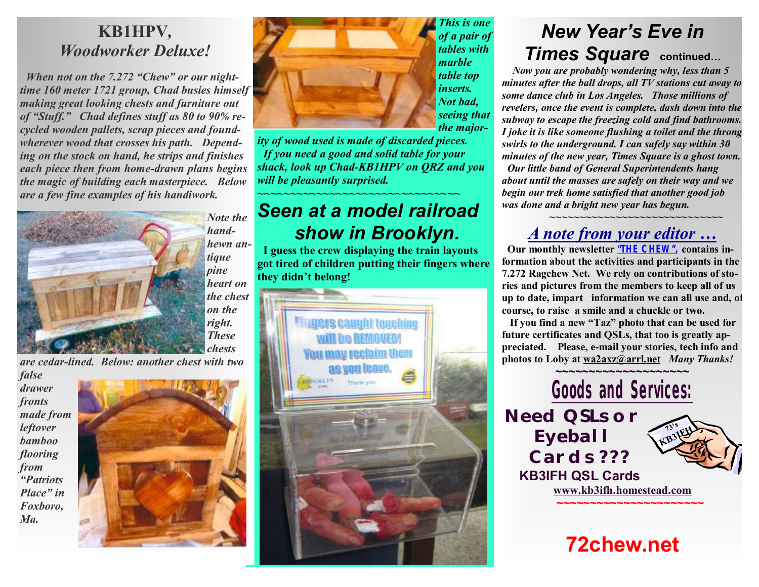## KB1HPV, *Woodworker Deluxe!*

***When not on the 7.272 "Chew" or our nighttime 160 meter 1721 group, Chad busies himself making great looking chests and furniture out of "Stuff." Chad defines stuff as 80 to 90% recycled wooden pallets, scrap pieces and found-wherever wood that crosses his path. Depending on the stock on hand, he strips and finishes each piece then from home-drawn plans begins the magic of building each masterpiece. Below are a few fine examples of his handiwork.***

*Note the hand-hewn antique pine heart on the chest on the right. These chests are cedar-lined. Below: another chest with two false drawer fronts made from leftover bamboo flooring from "Patriots Place" in Foxboro, Ma.*

***This is one of a pair of tables with marble table top inserts. Not bad, seeing that the majority of wood used is made of discarded pieces.***

***If you need a good and solid table for your shack, look up Chad-KB1HPV on QRZ and you will be pleasantly surprised.***

~~~~~~~~~~~~~~~~~~~~~~~~~~~~~~~~~~

## *Seen at a model railroad show in Brooklyn.*

**I guess the crew displaying the train layouts got tired of children putting their fingers where they didn't belong!**

## *New Year's Eve in Times Square* continued…

***Now you are probably wondering why, less than 5 minutes after the ball drops, all TV stations cut away to some dance club in Los Angeles. Those millions of revelers, once the event is complete, dash down into the subway to escape the freezing cold and find bathrooms. I joke it is like someone flushing a toilet and the throng swirls to the underground. I can safely say within 30 minutes of the new year, Times Square is a ghost town.***

***Our little band of General Superintendents hang about until the masses are safely on their way and we begin our trek home satisfied that another good job was done and a bright new year has begun.***

~~~~~~~~~~~~~~~~~~~~~~~~~~~~~~~~

## *A note from your editor …*

**Our monthly newsletter *"THE CHEW"*, contains information about the activities and participants in the 7.272 Ragchew Net. We rely on contributions of stories and pictures from the members to keep all of us up to date, impart information we can all use and, of course, to raise a smile and a chuckle or two.**

**If you find a new "Taz" photo that can be used for future certificates and QSLs, that too is greatly appreciated. Please, e-mail your stories, tech info and photos to Loby at wa2axz@arrl.net *Many Thanks!***

~~~~~~~~~~~~~~~~~~~~~~

## Goods and Services:

**Need QSLs or Eyeball Cards???**

**KB3IFH QSL Cards**

**www.kb3ifh.homestead.com**

~~~~~~~~~~~~~~~~~~~~~~~~

**72chew.net**